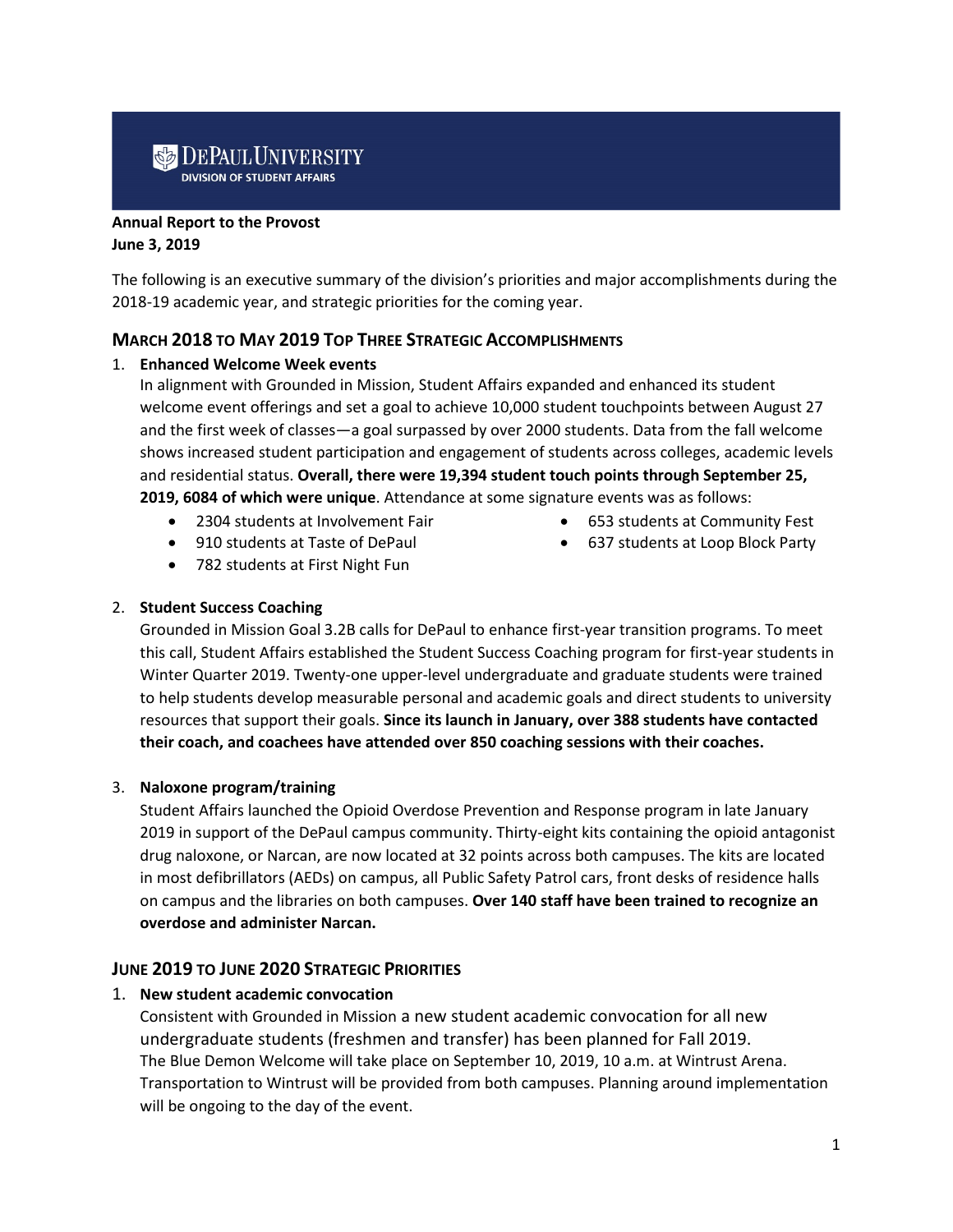**DePaul University**
**DIVISION OF STUDENT AFFAIRS**

**Annual Report to the Provost**
**June 3, 2019**

The following is an executive summary of the division's priorities and major accomplishments during the 2018-19 academic year, and strategic priorities for the coming year.

## March 2018 to May 2019 Top Three Strategic Accomplishments

1. **Enhanced Welcome Week events**
   In alignment with Grounded in Mission, Student Affairs expanded and enhanced its student welcome event offerings and set a goal to achieve 10,000 student touchpoints between August 27 and the first week of classes—a goal surpassed by over 2000 students. Data from the fall welcome shows increased student participation and engagement of students across colleges, academic levels and residential status. **Overall, there were 19,394 student touch points through September 25, 2019, 6084 of which were unique**. Attendance at some signature events was as follows:
   - 2304 students at Involvement Fair
   - 910 students at Taste of DePaul
   - 782 students at First Night Fun
   - 653 students at Community Fest
   - 637 students at Loop Block Party

2. **Student Success Coaching**
   Grounded in Mission Goal 3.2B calls for DePaul to enhance first-year transition programs. To meet this call, Student Affairs established the Student Success Coaching program for first-year students in Winter Quarter 2019. Twenty-one upper-level undergraduate and graduate students were trained to help students develop measurable personal and academic goals and direct students to university resources that support their goals. **Since its launch in January, over 388 students have contacted their coach, and coachees have attended over 850 coaching sessions with their coaches.**

3. **Naloxone program/training**
   Student Affairs launched the Opioid Overdose Prevention and Response program in late January 2019 in support of the DePaul campus community. Thirty-eight kits containing the opioid antagonist drug naloxone, or Narcan, are now located at 32 points across both campuses. The kits are located in most defibrillators (AEDs) on campus, all Public Safety Patrol cars, front desks of residence halls on campus and the libraries on both campuses. **Over 140 staff have been trained to recognize an overdose and administer Narcan.**

## June 2019 to June 2020 Strategic Priorities

1. **New student academic convocation**
   Consistent with Grounded in Mission a new student academic convocation for all new undergraduate students (freshmen and transfer) has been planned for Fall 2019.
   The Blue Demon Welcome will take place on September 10, 2019, 10 a.m. at Wintrust Arena. Transportation to Wintrust will be provided from both campuses. Planning around implementation will be ongoing to the day of the event.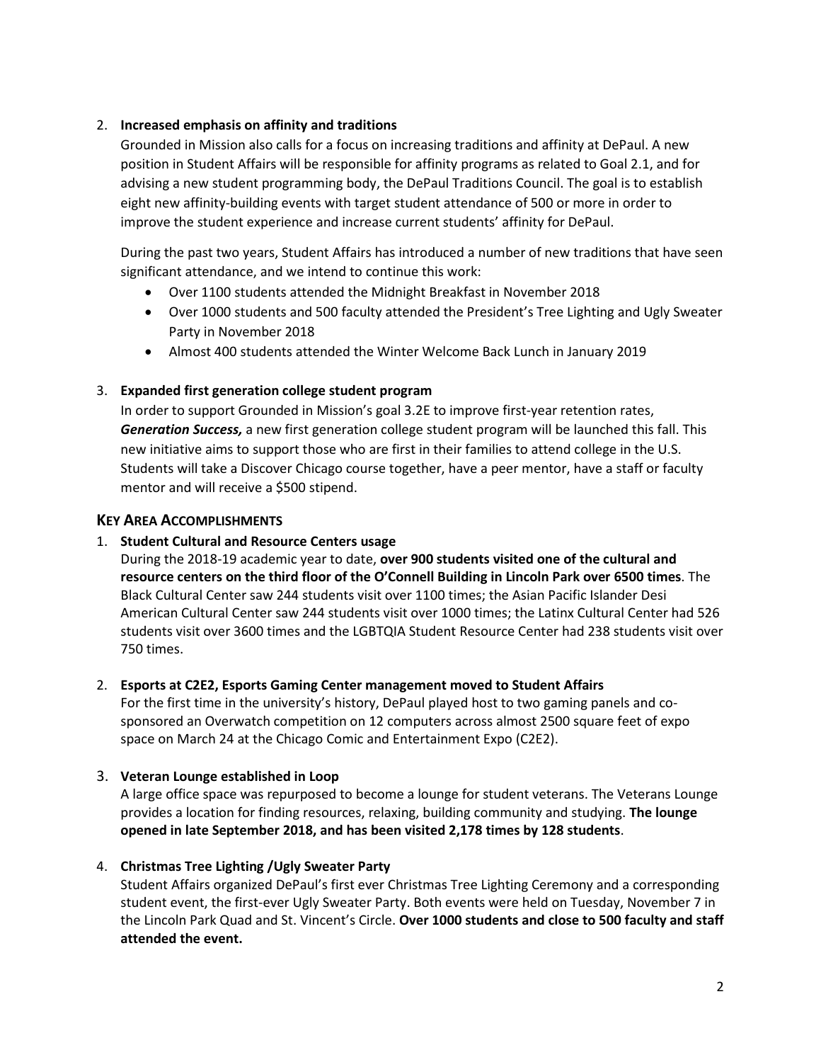2. **Increased emphasis on affinity and traditions**

   Grounded in Mission also calls for a focus on increasing traditions and affinity at DePaul. A new position in Student Affairs will be responsible for affinity programs as related to Goal 2.1, and for advising a new student programming body, the DePaul Traditions Council. The goal is to establish eight new affinity-building events with target student attendance of 500 or more in order to improve the student experience and increase current students' affinity for DePaul.

   During the past two years, Student Affairs has introduced a number of new traditions that have seen significant attendance, and we intend to continue this work:

   - Over 1100 students attended the Midnight Breakfast in November 2018
   - Over 1000 students and 500 faculty attended the President's Tree Lighting and Ugly Sweater Party in November 2018
   - Almost 400 students attended the Winter Welcome Back Lunch in January 2019

3. **Expanded first generation college student program**

   In order to support Grounded in Mission's goal 3.2E to improve first-year retention rates, ***Generation Success,*** a new first generation college student program will be launched this fall. This new initiative aims to support those who are first in their families to attend college in the U.S. Students will take a Discover Chicago course together, have a peer mentor, have a staff or faculty mentor and will receive a $500 stipend.

## KEY AREA ACCOMPLISHMENTS

1. **Student Cultural and Resource Centers usage**

   During the 2018-19 academic year to date, **over 900 students visited one of the cultural and resource centers on the third floor of the O'Connell Building in Lincoln Park over 6500 times**. The Black Cultural Center saw 244 students visit over 1100 times; the Asian Pacific Islander Desi American Cultural Center saw 244 students visit over 1000 times; the Latinx Cultural Center had 526 students visit over 3600 times and the LGBTQIA Student Resource Center had 238 students visit over 750 times.

2. **Esports at C2E2, Esports Gaming Center management moved to Student Affairs**

   For the first time in the university's history, DePaul played host to two gaming panels and co-sponsored an Overwatch competition on 12 computers across almost 2500 square feet of expo space on March 24 at the Chicago Comic and Entertainment Expo (C2E2).

3. **Veteran Lounge established in Loop**

   A large office space was repurposed to become a lounge for student veterans. The Veterans Lounge provides a location for finding resources, relaxing, building community and studying. **The lounge opened in late September 2018, and has been visited 2,178 times by 128 students**.

4. **Christmas Tree Lighting /Ugly Sweater Party**

   Student Affairs organized DePaul's first ever Christmas Tree Lighting Ceremony and a corresponding student event, the first-ever Ugly Sweater Party. Both events were held on Tuesday, November 7 in the Lincoln Park Quad and St. Vincent's Circle. **Over 1000 students and close to 500 faculty and staff attended the event.**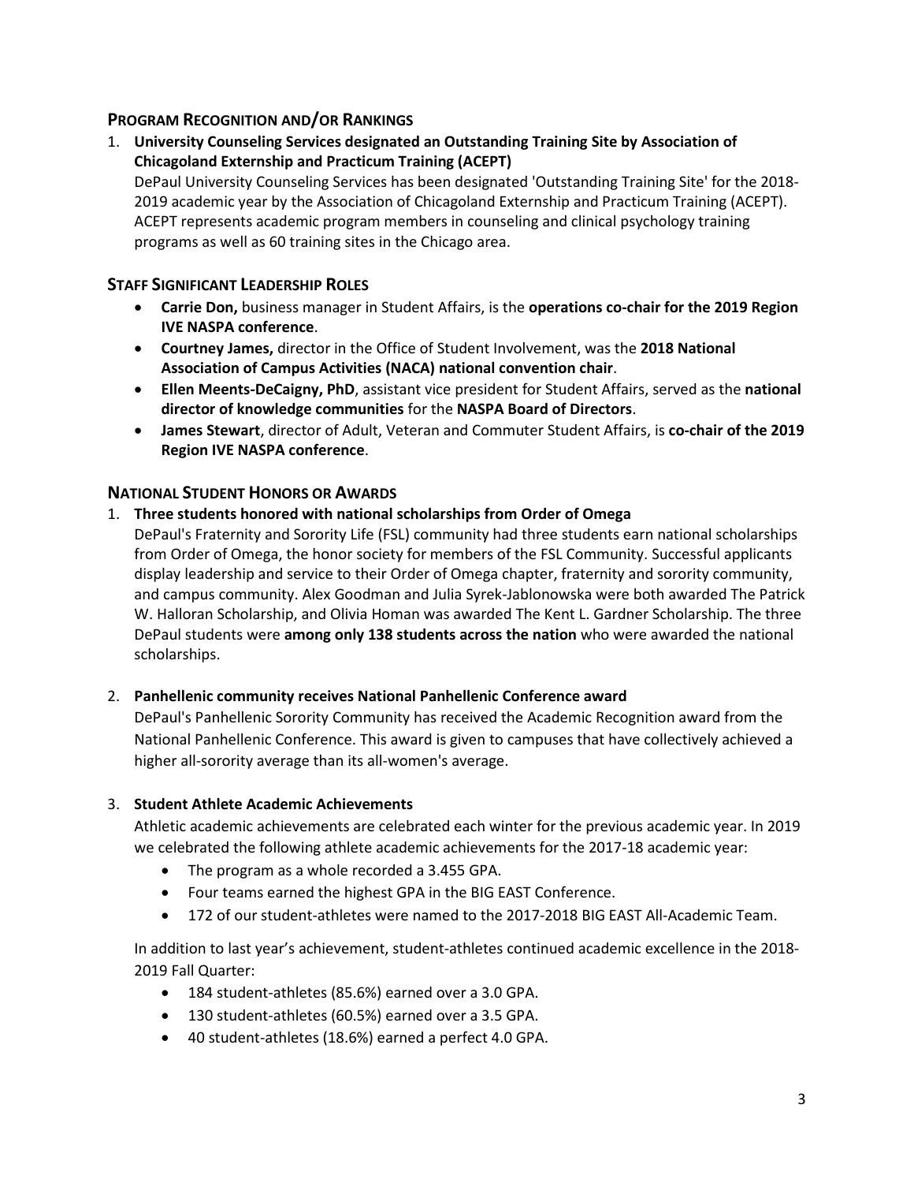## Program Recognition and/or Rankings

1. **University Counseling Services designated an Outstanding Training Site by Association of Chicagoland Externship and Practicum Training (ACEPT)**
   DePaul University Counseling Services has been designated 'Outstanding Training Site' for the 2018-2019 academic year by the Association of Chicagoland Externship and Practicum Training (ACEPT). ACEPT represents academic program members in counseling and clinical psychology training programs as well as 60 training sites in the Chicago area.

## Staff Significant Leadership Roles

- **Carrie Don,** business manager in Student Affairs, is the **operations co-chair for the 2019 Region IVE NASPA conference**.
- **Courtney James,** director in the Office of Student Involvement, was the **2018 National Association of Campus Activities (NACA) national convention chair**.
- **Ellen Meents-DeCaigny, PhD**, assistant vice president for Student Affairs, served as the **national director of knowledge communities** for the **NASPA Board of Directors**.
- **James Stewart**, director of Adult, Veteran and Commuter Student Affairs, is **co-chair of the 2019 Region IVE NASPA conference**.

## National Student Honors or Awards

1. **Three students honored with national scholarships from Order of Omega**
   DePaul's Fraternity and Sorority Life (FSL) community had three students earn national scholarships from Order of Omega, the honor society for members of the FSL Community. Successful applicants display leadership and service to their Order of Omega chapter, fraternity and sorority community, and campus community. Alex Goodman and Julia Syrek-Jablonowska were both awarded The Patrick W. Halloran Scholarship, and Olivia Homan was awarded The Kent L. Gardner Scholarship. The three DePaul students were **among only 138 students across the nation** who were awarded the national scholarships.

2. **Panhellenic community receives National Panhellenic Conference award**
   DePaul's Panhellenic Sorority Community has received the Academic Recognition award from the National Panhellenic Conference. This award is given to campuses that have collectively achieved a higher all-sorority average than its all-women's average.

3. **Student Athlete Academic Achievements**
   Athletic academic achievements are celebrated each winter for the previous academic year. In 2019 we celebrated the following athlete academic achievements for the 2017-18 academic year:
   - The program as a whole recorded a 3.455 GPA.
   - Four teams earned the highest GPA in the BIG EAST Conference.
   - 172 of our student-athletes were named to the 2017-2018 BIG EAST All-Academic Team.

   In addition to last year's achievement, student-athletes continued academic excellence in the 2018-2019 Fall Quarter:
   - 184 student-athletes (85.6%) earned over a 3.0 GPA.
   - 130 student-athletes (60.5%) earned over a 3.5 GPA.
   - 40 student-athletes (18.6%) earned a perfect 4.0 GPA.